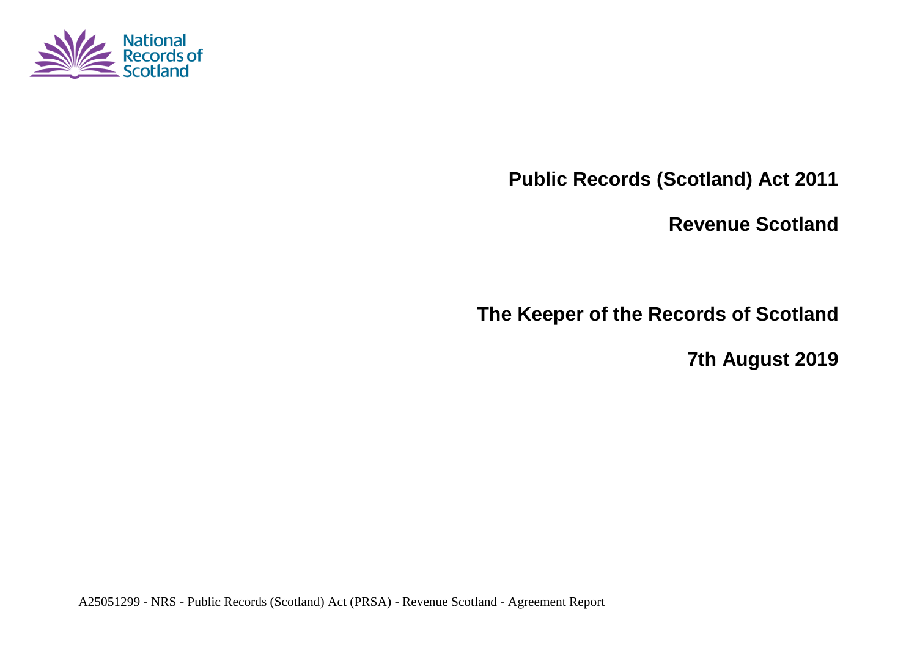National Records of Scotland

# Public Records (Scotland) Act 2011

# Revenue Scotland

# The Keeper of the Records of Scotland

# 7th August 2019

A25051299 - NRS - Public Records (Scotland) Act (PRSA) - Revenue Scotland - Agreement Report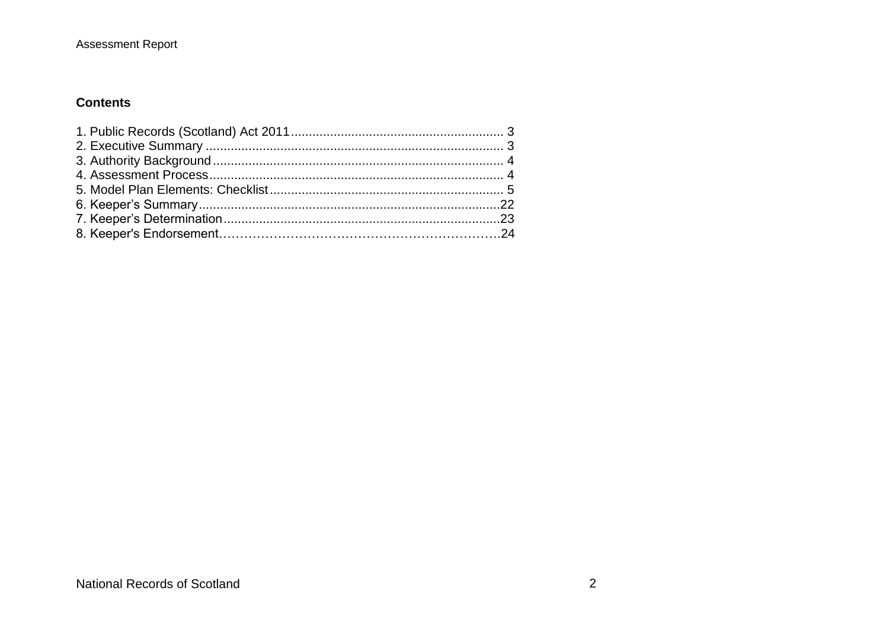## Contents

1. Public Records (Scotland) Act 2011 ........................................................... 3
2. Executive Summary ................................................................................... 3
3. Authority Background ................................................................................. 4
4. Assessment Process ................................................................................... 4
5. Model Plan Elements: Checklist ................................................................. 5
6. Keeper's Summary ...................................................................................22
7. Keeper's Determination .............................................................................23
8. Keeper's Endorsement…………………………………………………………24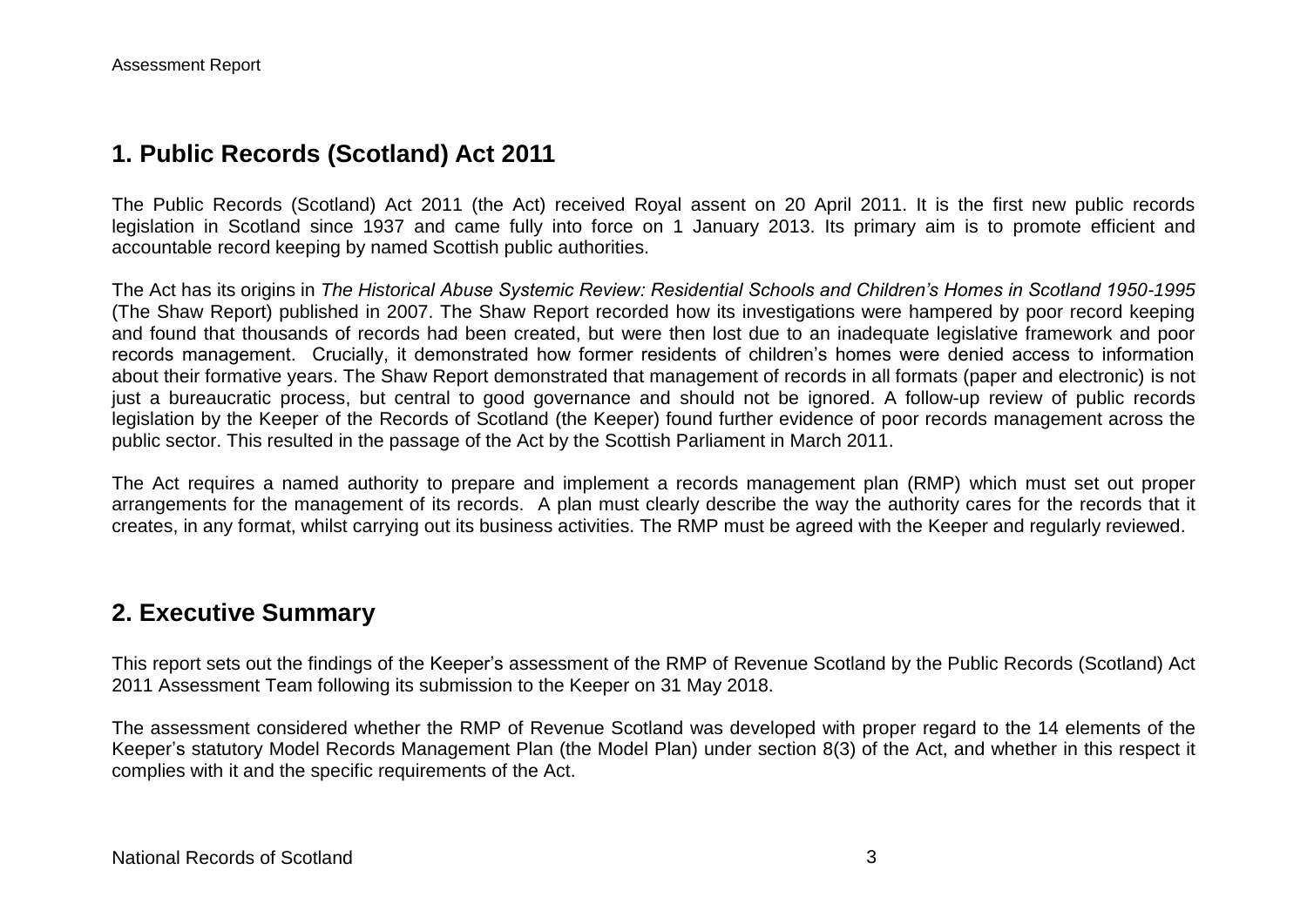## 1. Public Records (Scotland) Act 2011

The Public Records (Scotland) Act 2011 (the Act) received Royal assent on 20 April 2011. It is the first new public records legislation in Scotland since 1937 and came fully into force on 1 January 2013. Its primary aim is to promote efficient and accountable record keeping by named Scottish public authorities.

The Act has its origins in *The Historical Abuse Systemic Review: Residential Schools and Children's Homes in Scotland 1950-1995* (The Shaw Report) published in 2007. The Shaw Report recorded how its investigations were hampered by poor record keeping and found that thousands of records had been created, but were then lost due to an inadequate legislative framework and poor records management. Crucially, it demonstrated how former residents of children's homes were denied access to information about their formative years. The Shaw Report demonstrated that management of records in all formats (paper and electronic) is not just a bureaucratic process, but central to good governance and should not be ignored. A follow-up review of public records legislation by the Keeper of the Records of Scotland (the Keeper) found further evidence of poor records management across the public sector. This resulted in the passage of the Act by the Scottish Parliament in March 2011.

The Act requires a named authority to prepare and implement a records management plan (RMP) which must set out proper arrangements for the management of its records. A plan must clearly describe the way the authority cares for the records that it creates, in any format, whilst carrying out its business activities. The RMP must be agreed with the Keeper and regularly reviewed.

## 2. Executive Summary

This report sets out the findings of the Keeper's assessment of the RMP of Revenue Scotland by the Public Records (Scotland) Act 2011 Assessment Team following its submission to the Keeper on 31 May 2018.

The assessment considered whether the RMP of Revenue Scotland was developed with proper regard to the 14 elements of the Keeper's statutory Model Records Management Plan (the Model Plan) under section 8(3) of the Act, and whether in this respect it complies with it and the specific requirements of the Act.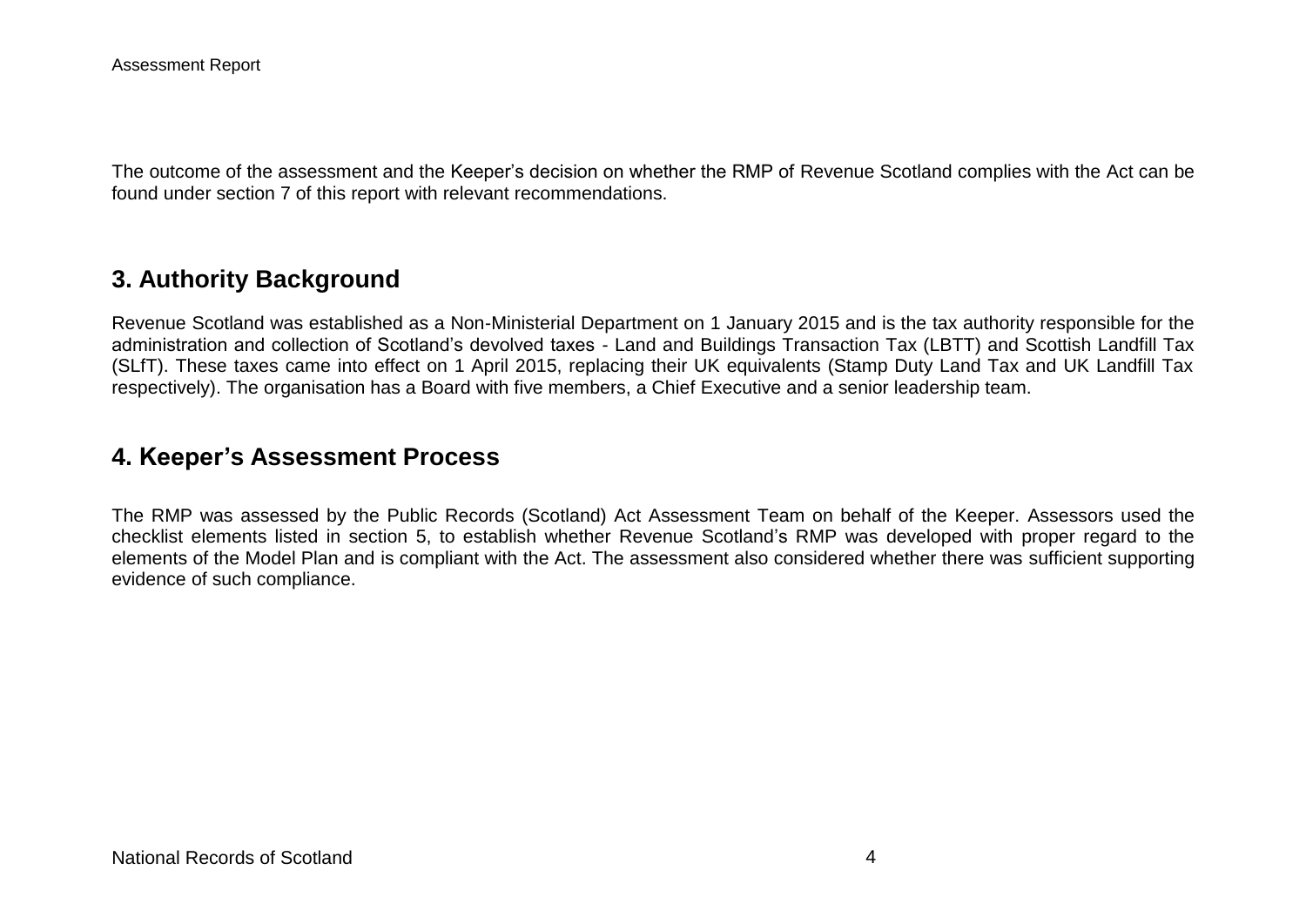The outcome of the assessment and the Keeper's decision on whether the RMP of Revenue Scotland complies with the Act can be found under section 7 of this report with relevant recommendations.

## 3. Authority Background

Revenue Scotland was established as a Non-Ministerial Department on 1 January 2015 and is the tax authority responsible for the administration and collection of Scotland's devolved taxes - Land and Buildings Transaction Tax (LBTT) and Scottish Landfill Tax (SLfT). These taxes came into effect on 1 April 2015, replacing their UK equivalents (Stamp Duty Land Tax and UK Landfill Tax respectively). The organisation has a Board with five members, a Chief Executive and a senior leadership team.

## 4. Keeper's Assessment Process

The RMP was assessed by the Public Records (Scotland) Act Assessment Team on behalf of the Keeper. Assessors used the checklist elements listed in section 5, to establish whether Revenue Scotland's RMP was developed with proper regard to the elements of the Model Plan and is compliant with the Act. The assessment also considered whether there was sufficient supporting evidence of such compliance.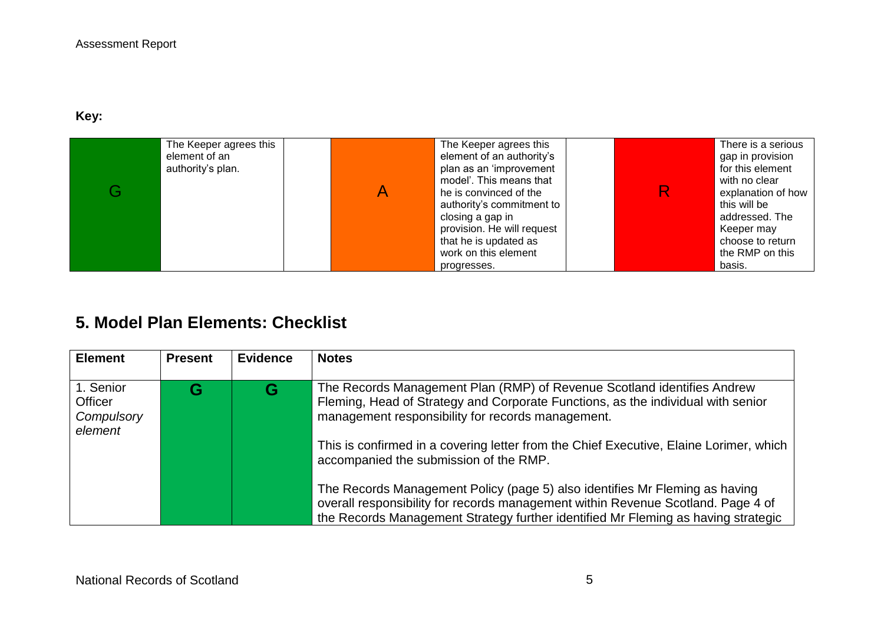**Key:**

| | | | | | |
|---|---|---|---|---|---|
| G | The Keeper agrees this element of an authority's plan. | A | The Keeper agrees this element of an authority's plan as an 'improvement model'. This means that he is convinced of the authority's commitment to closing a gap in provision. He will request that he is updated as work on this element progresses. | R | There is a serious gap in provision for this element with no clear explanation of how this will be addressed. The Keeper may choose to return the RMP on this basis. |

## 5. Model Plan Elements: Checklist

| Element | Present | Evidence | Notes |
|---|---|---|---|
| 1. Senior Officer *Compulsory element* | **G** | **G** | The Records Management Plan (RMP) of Revenue Scotland identifies Andrew Fleming, Head of Strategy and Corporate Functions, as the individual with senior management responsibility for records management.<br><br>This is confirmed in a covering letter from the Chief Executive, Elaine Lorimer, which accompanied the submission of the RMP.<br><br>The Records Management Policy (page 5) also identifies Mr Fleming as having overall responsibility for records management within Revenue Scotland. Page 4 of the Records Management Strategy further identified Mr Fleming as having strategic |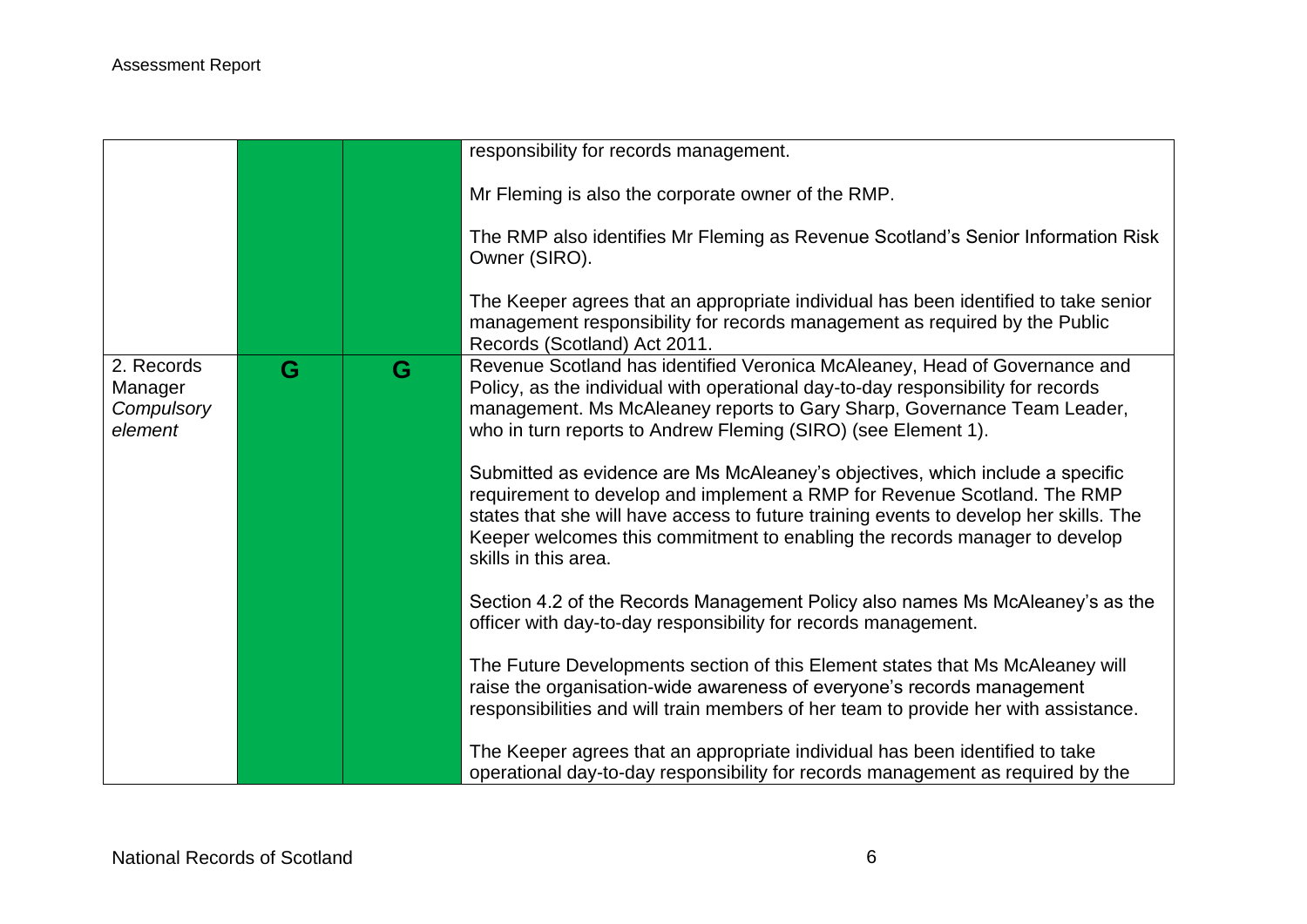| | | | |
|---|---|---|---|
| | | | responsibility for records management.<br><br>Mr Fleming is also the corporate owner of the RMP.<br><br>The RMP also identifies Mr Fleming as Revenue Scotland's Senior Information Risk Owner (SIRO).<br><br>The Keeper agrees that an appropriate individual has been identified to take senior management responsibility for records management as required by the Public Records (Scotland) Act 2011. |
| 2. Records Manager *Compulsory element* | G | G | Revenue Scotland has identified Veronica McAleaney, Head of Governance and Policy, as the individual with operational day-to-day responsibility for records management. Ms McAleaney reports to Gary Sharp, Governance Team Leader, who in turn reports to Andrew Fleming (SIRO) (see Element 1).<br><br>Submitted as evidence are Ms McAleaney's objectives, which include a specific requirement to develop and implement a RMP for Revenue Scotland. The RMP states that she will have access to future training events to develop her skills. The Keeper welcomes this commitment to enabling the records manager to develop skills in this area.<br><br>Section 4.2 of the Records Management Policy also names Ms McAleaney's as the officer with day-to-day responsibility for records management.<br><br>The Future Developments section of this Element states that Ms McAleaney will raise the organisation-wide awareness of everyone's records management responsibilities and will train members of her team to provide her with assistance.<br><br>The Keeper agrees that an appropriate individual has been identified to take operational day-to-day responsibility for records management as required by the |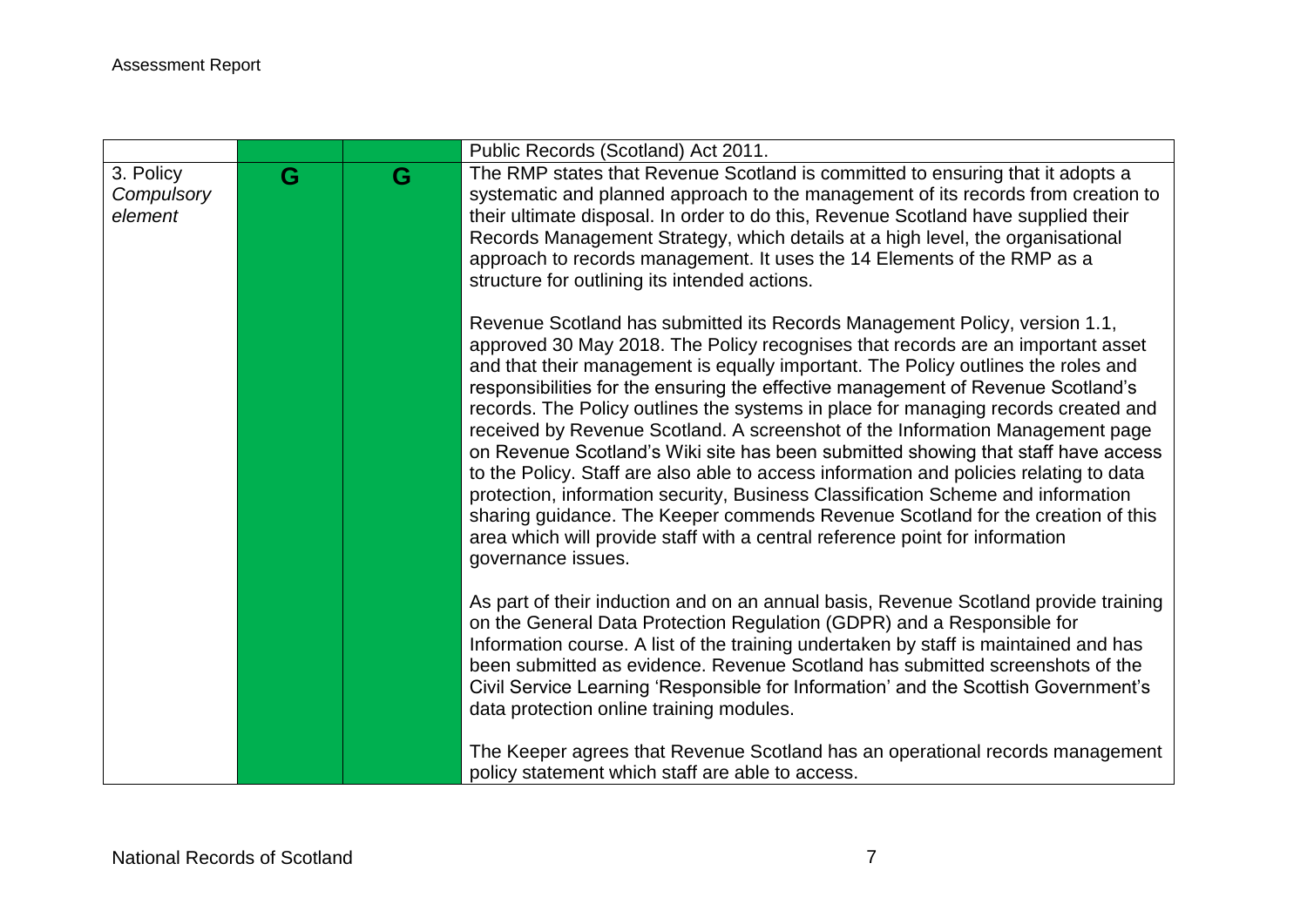| | | | |
|---|---|---|---|
| | | | Public Records (Scotland) Act 2011. |
| 3. Policy *Compulsory element* | G | G | The RMP states that Revenue Scotland is committed to ensuring that it adopts a systematic and planned approach to the management of its records from creation to their ultimate disposal. In order to do this, Revenue Scotland have supplied their Records Management Strategy, which details at a high level, the organisational approach to records management. It uses the 14 Elements of the RMP as a structure for outlining its intended actions.<br><br>Revenue Scotland has submitted its Records Management Policy, version 1.1, approved 30 May 2018. The Policy recognises that records are an important asset and that their management is equally important. The Policy outlines the roles and responsibilities for the ensuring the effective management of Revenue Scotland's records. The Policy outlines the systems in place for managing records created and received by Revenue Scotland. A screenshot of the Information Management page on Revenue Scotland's Wiki site has been submitted showing that staff have access to the Policy. Staff are also able to access information and policies relating to data protection, information security, Business Classification Scheme and information sharing guidance. The Keeper commends Revenue Scotland for the creation of this area which will provide staff with a central reference point for information governance issues.<br><br>As part of their induction and on an annual basis, Revenue Scotland provide training on the General Data Protection Regulation (GDPR) and a Responsible for Information course. A list of the training undertaken by staff is maintained and has been submitted as evidence. Revenue Scotland has submitted screenshots of the Civil Service Learning 'Responsible for Information' and the Scottish Government's data protection online training modules.<br><br>The Keeper agrees that Revenue Scotland has an operational records management policy statement which staff are able to access. |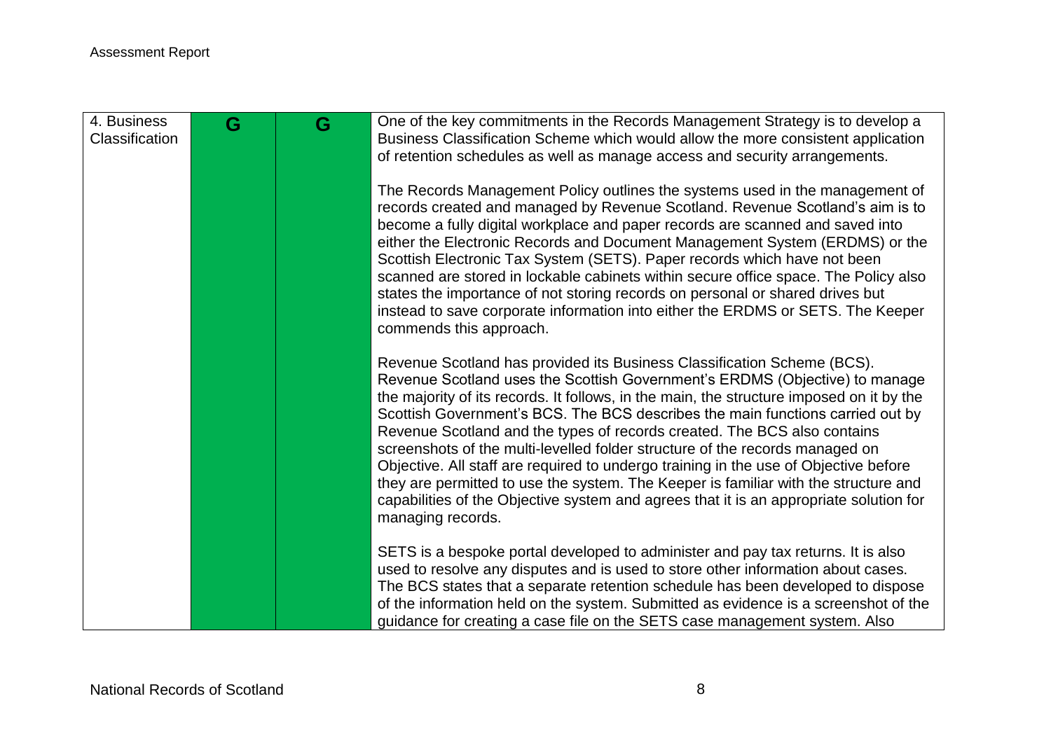| 4. Business Classification | G | G | One of the key commitments in the Records Management Strategy is to develop a Business Classification Scheme which would allow the more consistent application of retention schedules as well as manage access and security arrangements.<br><br>The Records Management Policy outlines the systems used in the management of records created and managed by Revenue Scotland. Revenue Scotland's aim is to become a fully digital workplace and paper records are scanned and saved into either the Electronic Records and Document Management System (ERDMS) or the Scottish Electronic Tax System (SETS). Paper records which have not been scanned are stored in lockable cabinets within secure office space. The Policy also states the importance of not storing records on personal or shared drives but instead to save corporate information into either the ERDMS or SETS. The Keeper commends this approach.<br><br>Revenue Scotland has provided its Business Classification Scheme (BCS). Revenue Scotland uses the Scottish Government's ERDMS (Objective) to manage the majority of its records. It follows, in the main, the structure imposed on it by the Scottish Government's BCS. The BCS describes the main functions carried out by Revenue Scotland and the types of records created. The BCS also contains screenshots of the multi-levelled folder structure of the records managed on Objective. All staff are required to undergo training in the use of Objective before they are permitted to use the system. The Keeper is familiar with the structure and capabilities of the Objective system and agrees that it is an appropriate solution for managing records.<br><br>SETS is a bespoke portal developed to administer and pay tax returns. It is also used to resolve any disputes and is used to store other information about cases. The BCS states that a separate retention schedule has been developed to dispose of the information held on the system. Submitted as evidence is a screenshot of the guidance for creating a case file on the SETS case management system. Also |
|---|---|---|---|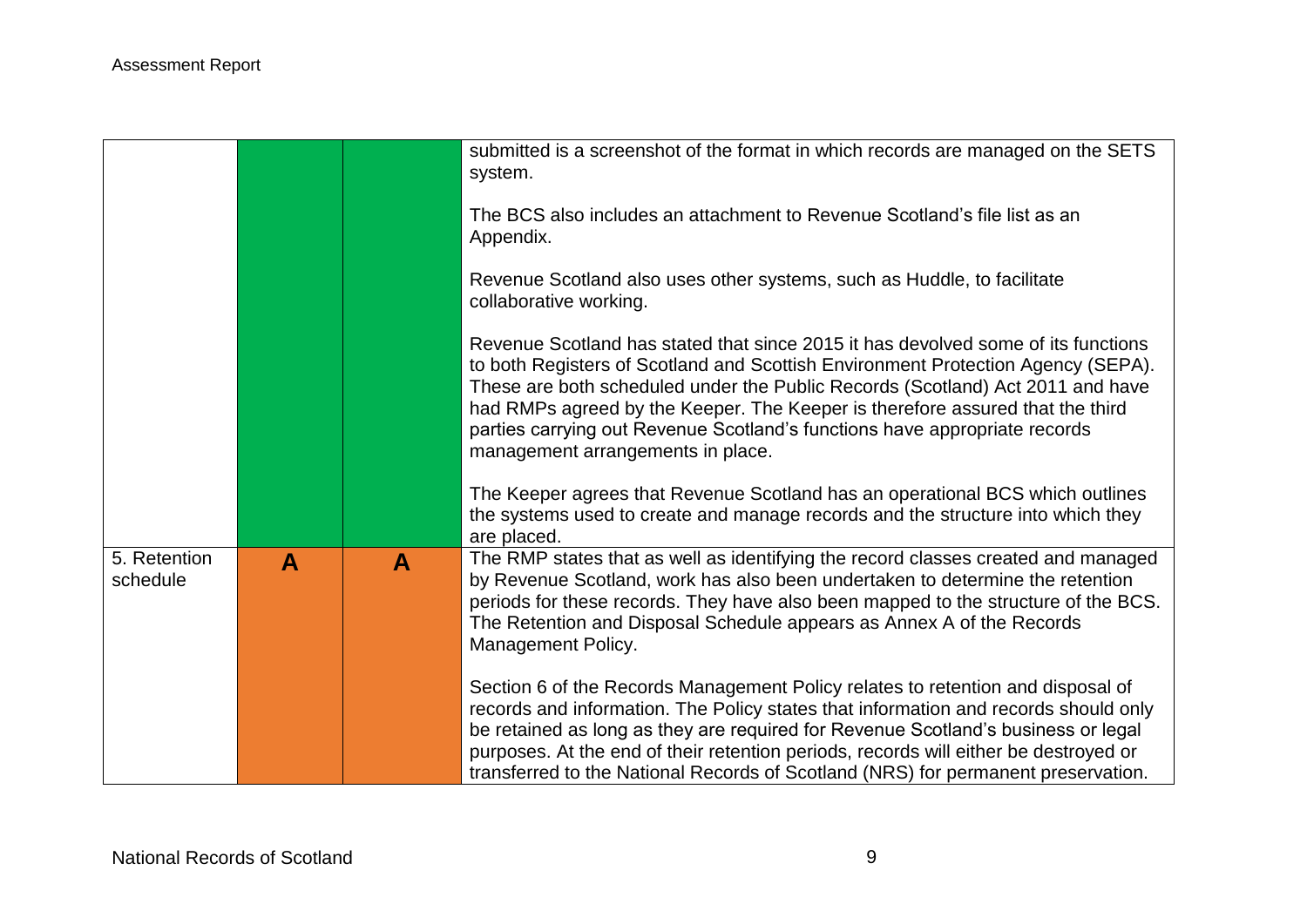| | | | |
|---|---|---|---|
| | | | submitted is a screenshot of the format in which records are managed on the SETS system.<br><br>The BCS also includes an attachment to Revenue Scotland's file list as an Appendix.<br><br>Revenue Scotland also uses other systems, such as Huddle, to facilitate collaborative working.<br><br>Revenue Scotland has stated that since 2015 it has devolved some of its functions to both Registers of Scotland and Scottish Environment Protection Agency (SEPA). These are both scheduled under the Public Records (Scotland) Act 2011 and have had RMPs agreed by the Keeper. The Keeper is therefore assured that the third parties carrying out Revenue Scotland's functions have appropriate records management arrangements in place.<br><br>The Keeper agrees that Revenue Scotland has an operational BCS which outlines the systems used to create and manage records and the structure into which they are placed. |
| 5. Retention schedule | **A** | **A** | The RMP states that as well as identifying the record classes created and managed by Revenue Scotland, work has also been undertaken to determine the retention periods for these records. They have also been mapped to the structure of the BCS. The Retention and Disposal Schedule appears as Annex A of the Records Management Policy.<br><br>Section 6 of the Records Management Policy relates to retention and disposal of records and information. The Policy states that information and records should only be retained as long as they are required for Revenue Scotland's business or legal purposes. At the end of their retention periods, records will either be destroyed or transferred to the National Records of Scotland (NRS) for permanent preservation. |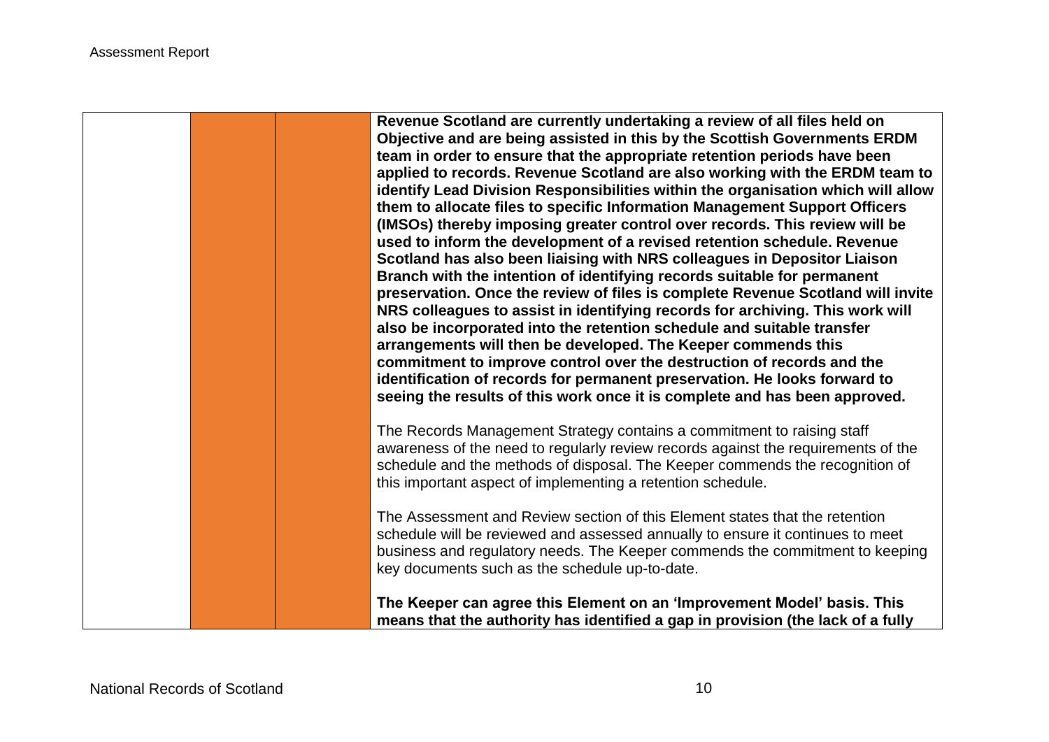| | | | |
|---|---|---|---|
| | | | **Revenue Scotland are currently undertaking a review of all files held on Objective and are being assisted in this by the Scottish Governments ERDM team in order to ensure that the appropriate retention periods have been applied to records. Revenue Scotland are also working with the ERDM team to identify Lead Division Responsibilities within the organisation which will allow them to allocate files to specific Information Management Support Officers (IMSOs) thereby imposing greater control over records. This review will be used to inform the development of a revised retention schedule. Revenue Scotland has also been liaising with NRS colleagues in Depositor Liaison Branch with the intention of identifying records suitable for permanent preservation. Once the review of files is complete Revenue Scotland will invite NRS colleagues to assist in identifying records for archiving. This work will also be incorporated into the retention schedule and suitable transfer arrangements will then be developed. The Keeper commends this commitment to improve control over the destruction of records and the identification of records for permanent preservation. He looks forward to seeing the results of this work once it is complete and has been approved.**<br><br>The Records Management Strategy contains a commitment to raising staff awareness of the need to regularly review records against the requirements of the schedule and the methods of disposal. The Keeper commends the recognition of this important aspect of implementing a retention schedule.<br><br>The Assessment and Review section of this Element states that the retention schedule will be reviewed and assessed annually to ensure it continues to meet business and regulatory needs. The Keeper commends the commitment to keeping key documents such as the schedule up-to-date.<br><br>**The Keeper can agree this Element on an 'Improvement Model' basis. This means that the authority has identified a gap in provision (the lack of a fully** |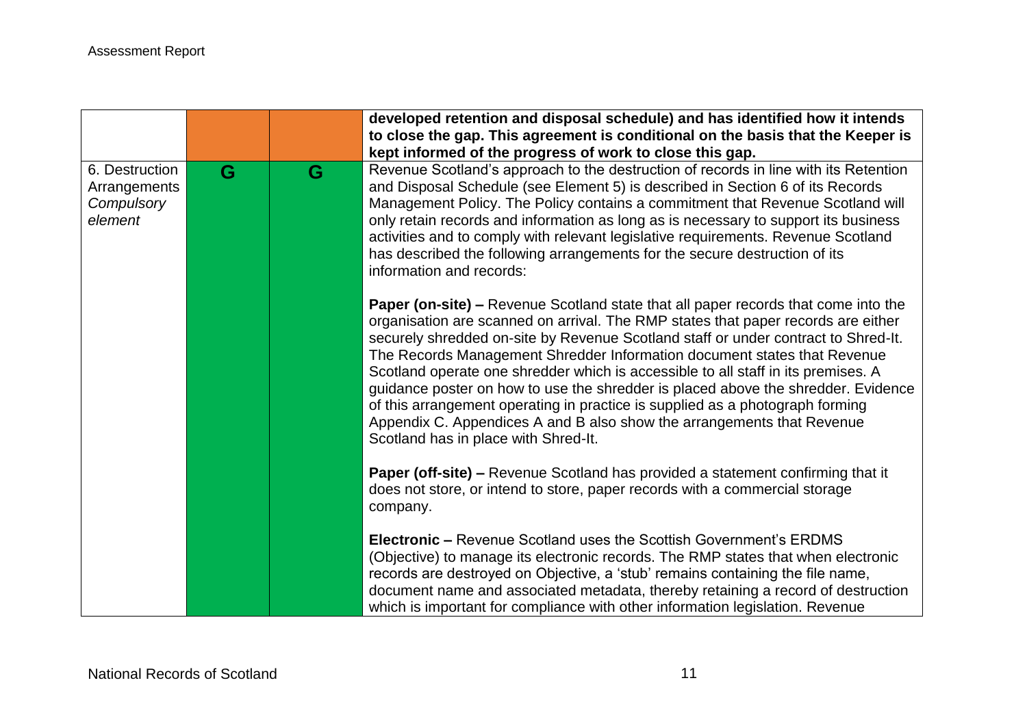| | | | |
|---|---|---|---|
| | | | **developed retention and disposal schedule) and has identified how it intends to close the gap. This agreement is conditional on the basis that the Keeper is kept informed of the progress of work to close this gap.** |
| 6. Destruction Arrangements *Compulsory element* | G | G | Revenue Scotland's approach to the destruction of records in line with its Retention and Disposal Schedule (see Element 5) is described in Section 6 of its Records Management Policy. The Policy contains a commitment that Revenue Scotland will only retain records and information as long as is necessary to support its business activities and to comply with relevant legislative requirements. Revenue Scotland has described the following arrangements for the secure destruction of its information and records:<br><br>**Paper (on-site) –** Revenue Scotland state that all paper records that come into the organisation are scanned on arrival. The RMP states that paper records are either securely shredded on-site by Revenue Scotland staff or under contract to Shred-It. The Records Management Shredder Information document states that Revenue Scotland operate one shredder which is accessible to all staff in its premises. A guidance poster on how to use the shredder is placed above the shredder. Evidence of this arrangement operating in practice is supplied as a photograph forming Appendix C. Appendices A and B also show the arrangements that Revenue Scotland has in place with Shred-It.<br><br>**Paper (off-site) –** Revenue Scotland has provided a statement confirming that it does not store, or intend to store, paper records with a commercial storage company.<br><br>**Electronic –** Revenue Scotland uses the Scottish Government's ERDMS (Objective) to manage its electronic records. The RMP states that when electronic records are destroyed on Objective, a 'stub' remains containing the file name, document name and associated metadata, thereby retaining a record of destruction which is important for compliance with other information legislation. Revenue |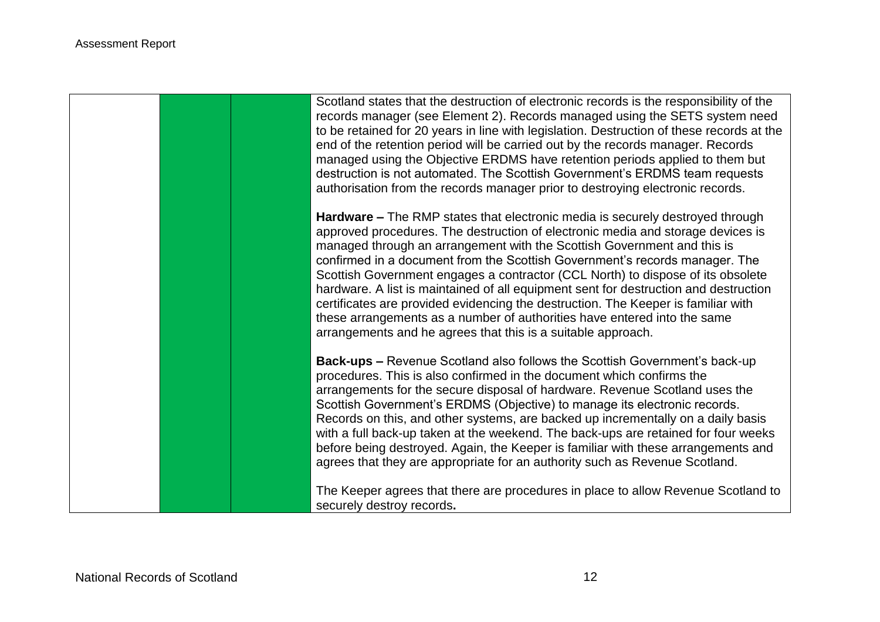| | | | |
|---|---|---|---|
| | | | Scotland states that the destruction of electronic records is the responsibility of the records manager (see Element 2). Records managed using the SETS system need to be retained for 20 years in line with legislation. Destruction of these records at the end of the retention period will be carried out by the records manager. Records managed using the Objective ERDMS have retention periods applied to them but destruction is not automated. The Scottish Government's ERDMS team requests authorisation from the records manager prior to destroying electronic records.<br><br>**Hardware –** The RMP states that electronic media is securely destroyed through approved procedures. The destruction of electronic media and storage devices is managed through an arrangement with the Scottish Government and this is confirmed in a document from the Scottish Government's records manager. The Scottish Government engages a contractor (CCL North) to dispose of its obsolete hardware. A list is maintained of all equipment sent for destruction and destruction certificates are provided evidencing the destruction. The Keeper is familiar with these arrangements as a number of authorities have entered into the same arrangements and he agrees that this is a suitable approach.<br><br>**Back-ups –** Revenue Scotland also follows the Scottish Government's back-up procedures. This is also confirmed in the document which confirms the arrangements for the secure disposal of hardware. Revenue Scotland uses the Scottish Government's ERDMS (Objective) to manage its electronic records. Records on this, and other systems, are backed up incrementally on a daily basis with a full back-up taken at the weekend. The back-ups are retained for four weeks before being destroyed. Again, the Keeper is familiar with these arrangements and agrees that they are appropriate for an authority such as Revenue Scotland.<br><br>The Keeper agrees that there are procedures in place to allow Revenue Scotland to securely destroy records. |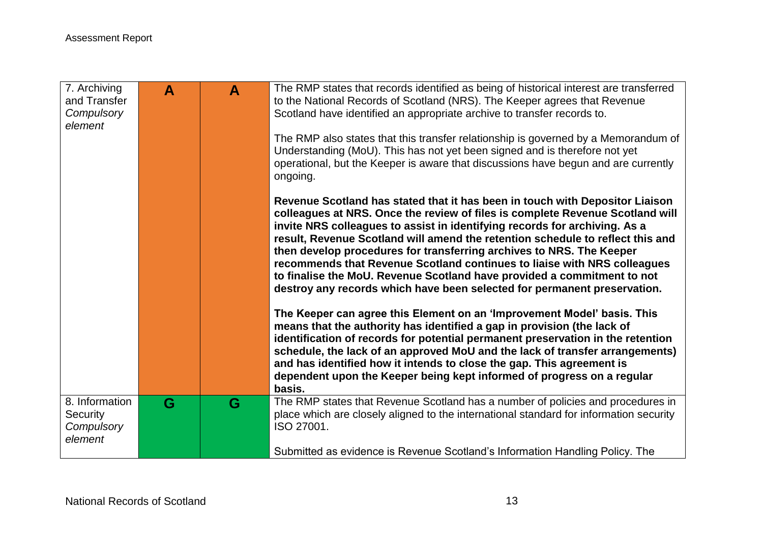| | | | |
|---|---|---|---|
| 7. Archiving and Transfer *Compulsory element* | **A** | **A** | The RMP states that records identified as being of historical interest are transferred to the National Records of Scotland (NRS). The Keeper agrees that Revenue Scotland have identified an appropriate archive to transfer records to.<br><br>The RMP also states that this transfer relationship is governed by a Memorandum of Understanding (MoU). This has not yet been signed and is therefore not yet operational, but the Keeper is aware that discussions have begun and are currently ongoing.<br><br>**Revenue Scotland has stated that it has been in touch with Depositor Liaison colleagues at NRS. Once the review of files is complete Revenue Scotland will invite NRS colleagues to assist in identifying records for archiving. As a result, Revenue Scotland will amend the retention schedule to reflect this and then develop procedures for transferring archives to NRS. The Keeper recommends that Revenue Scotland continues to liaise with NRS colleagues to finalise the MoU. Revenue Scotland have provided a commitment to not destroy any records which have been selected for permanent preservation.**<br><br>**The Keeper can agree this Element on an 'Improvement Model' basis. This means that the authority has identified a gap in provision (the lack of identification of records for potential permanent preservation in the retention schedule, the lack of an approved MoU and the lack of transfer arrangements) and has identified how it intends to close the gap. This agreement is dependent upon the Keeper being kept informed of progress on a regular basis.** |
| 8. Information Security *Compulsory element* | **G** | **G** | The RMP states that Revenue Scotland has a number of policies and procedures in place which are closely aligned to the international standard for information security ISO 27001.<br><br>Submitted as evidence is Revenue Scotland's Information Handling Policy. The |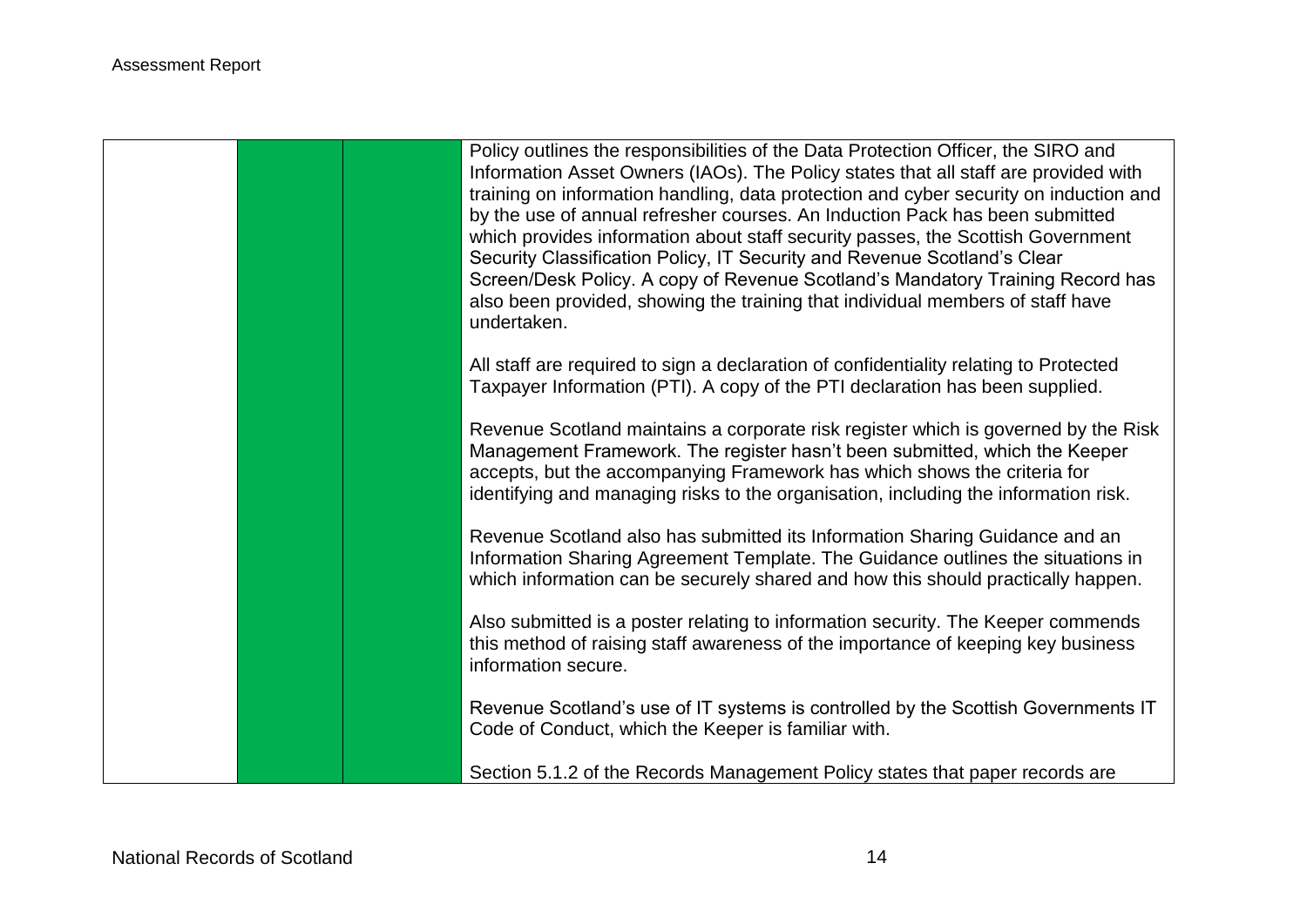| | | | |
|---|---|---|---|
| | | | Policy outlines the responsibilities of the Data Protection Officer, the SIRO and Information Asset Owners (IAOs). The Policy states that all staff are provided with training on information handling, data protection and cyber security on induction and by the use of annual refresher courses. An Induction Pack has been submitted which provides information about staff security passes, the Scottish Government Security Classification Policy, IT Security and Revenue Scotland's Clear Screen/Desk Policy. A copy of Revenue Scotland's Mandatory Training Record has also been provided, showing the training that individual members of staff have undertaken.<br><br>All staff are required to sign a declaration of confidentiality relating to Protected Taxpayer Information (PTI). A copy of the PTI declaration has been supplied.<br><br>Revenue Scotland maintains a corporate risk register which is governed by the Risk Management Framework. The register hasn't been submitted, which the Keeper accepts, but the accompanying Framework has which shows the criteria for identifying and managing risks to the organisation, including the information risk.<br><br>Revenue Scotland also has submitted its Information Sharing Guidance and an Information Sharing Agreement Template. The Guidance outlines the situations in which information can be securely shared and how this should practically happen.<br><br>Also submitted is a poster relating to information security. The Keeper commends this method of raising staff awareness of the importance of keeping key business information secure.<br><br>Revenue Scotland's use of IT systems is controlled by the Scottish Governments IT Code of Conduct, which the Keeper is familiar with.<br><br>Section 5.1.2 of the Records Management Policy states that paper records are |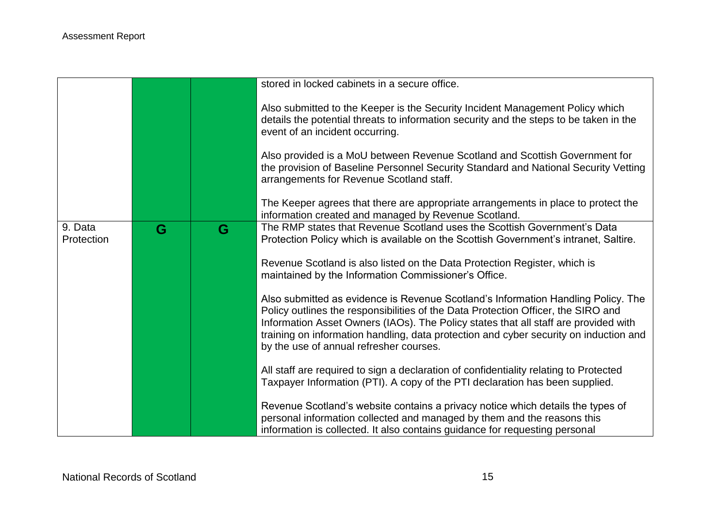| | | | |
|---|---|---|---|
| | | | stored in locked cabinets in a secure office.<br><br>Also submitted to the Keeper is the Security Incident Management Policy which details the potential threats to information security and the steps to be taken in the event of an incident occurring.<br><br>Also provided is a MoU between Revenue Scotland and Scottish Government for the provision of Baseline Personnel Security Standard and National Security Vetting arrangements for Revenue Scotland staff.<br><br>The Keeper agrees that there are appropriate arrangements in place to protect the information created and managed by Revenue Scotland. |
| 9. Data Protection | G | G | The RMP states that Revenue Scotland uses the Scottish Government's Data Protection Policy which is available on the Scottish Government's intranet, Saltire.<br><br>Revenue Scotland is also listed on the Data Protection Register, which is maintained by the Information Commissioner's Office.<br><br>Also submitted as evidence is Revenue Scotland's Information Handling Policy. The Policy outlines the responsibilities of the Data Protection Officer, the SIRO and Information Asset Owners (IAOs). The Policy states that all staff are provided with training on information handling, data protection and cyber security on induction and by the use of annual refresher courses.<br><br>All staff are required to sign a declaration of confidentiality relating to Protected Taxpayer Information (PTI). A copy of the PTI declaration has been supplied.<br><br>Revenue Scotland's website contains a privacy notice which details the types of personal information collected and managed by them and the reasons this information is collected. It also contains guidance for requesting personal |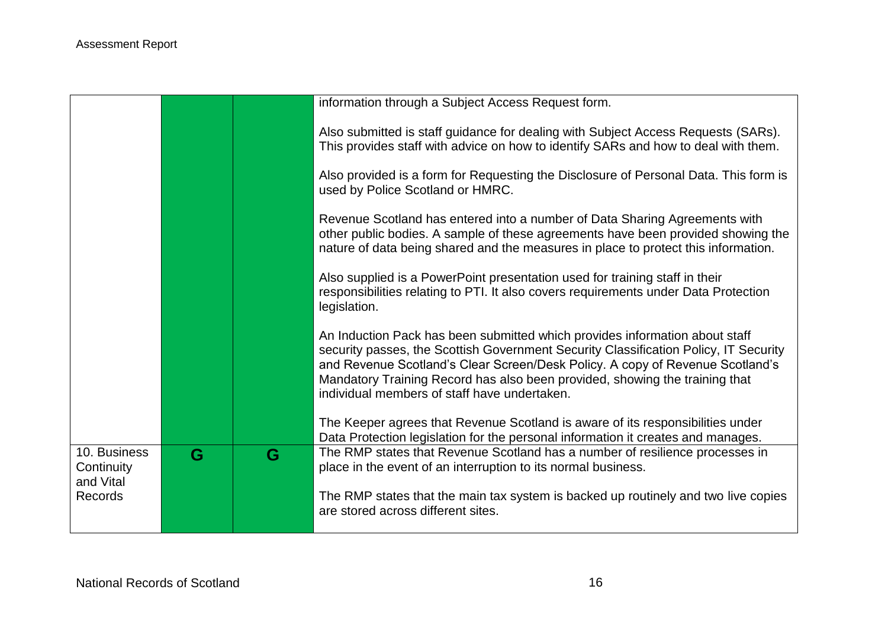| | | | |
|---|---|---|---|
| | | | information through a Subject Access Request form.<br><br>Also submitted is staff guidance for dealing with Subject Access Requests (SARs). This provides staff with advice on how to identify SARs and how to deal with them.<br><br>Also provided is a form for Requesting the Disclosure of Personal Data. This form is used by Police Scotland or HMRC.<br><br>Revenue Scotland has entered into a number of Data Sharing Agreements with other public bodies. A sample of these agreements have been provided showing the nature of data being shared and the measures in place to protect this information.<br><br>Also supplied is a PowerPoint presentation used for training staff in their responsibilities relating to PTI. It also covers requirements under Data Protection legislation.<br><br>An Induction Pack has been submitted which provides information about staff security passes, the Scottish Government Security Classification Policy, IT Security and Revenue Scotland's Clear Screen/Desk Policy. A copy of Revenue Scotland's Mandatory Training Record has also been provided, showing the training that individual members of staff have undertaken.<br><br>The Keeper agrees that Revenue Scotland is aware of its responsibilities under Data Protection legislation for the personal information it creates and manages. |
| 10. Business Continuity and Vital Records | G | G | The RMP states that Revenue Scotland has a number of resilience processes in place in the event of an interruption to its normal business.<br><br>The RMP states that the main tax system is backed up routinely and two live copies are stored across different sites. |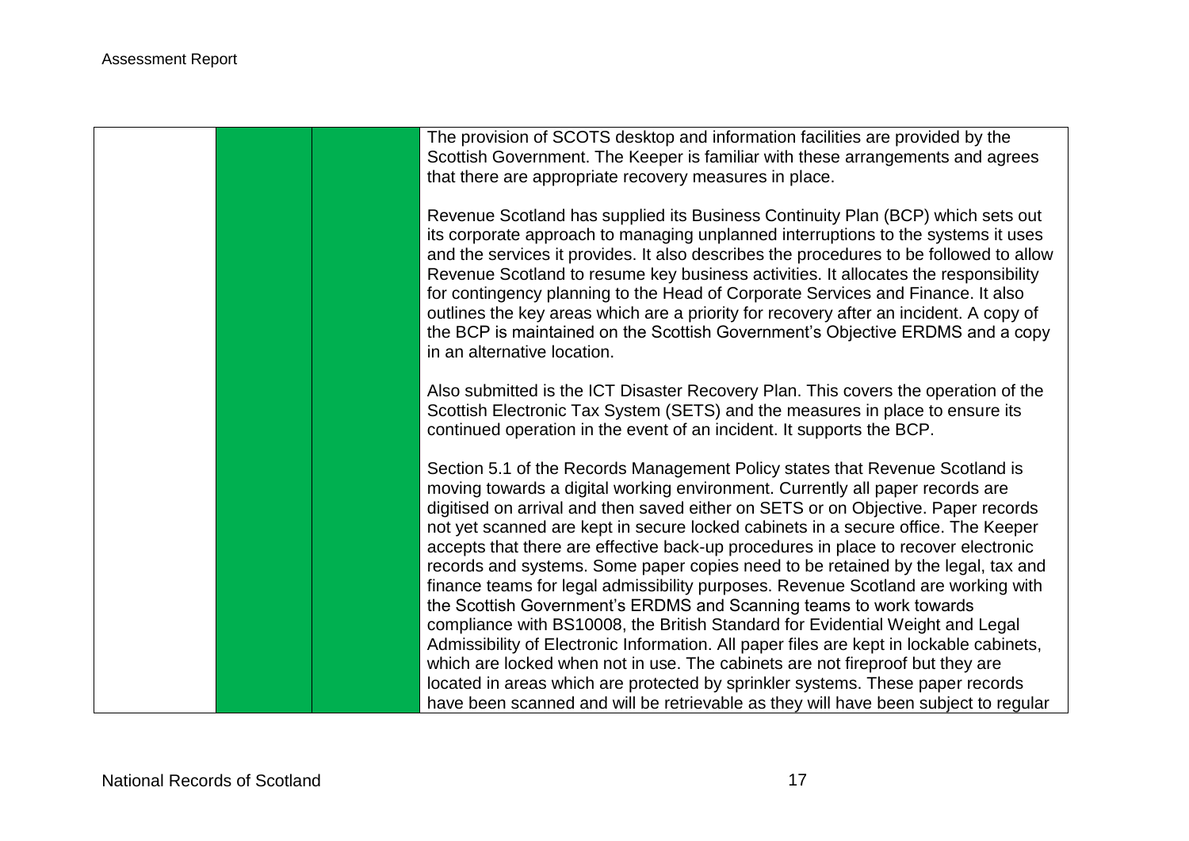|  |  |  | The provision of SCOTS desktop and information facilities are provided by the Scottish Government. The Keeper is familiar with these arrangements and agrees that there are appropriate recovery measures in place.<br><br>Revenue Scotland has supplied its Business Continuity Plan (BCP) which sets out its corporate approach to managing unplanned interruptions to the systems it uses and the services it provides. It also describes the procedures to be followed to allow Revenue Scotland to resume key business activities. It allocates the responsibility for contingency planning to the Head of Corporate Services and Finance. It also outlines the key areas which are a priority for recovery after an incident. A copy of the BCP is maintained on the Scottish Government's Objective ERDMS and a copy in an alternative location.<br><br>Also submitted is the ICT Disaster Recovery Plan. This covers the operation of the Scottish Electronic Tax System (SETS) and the measures in place to ensure its continued operation in the event of an incident. It supports the BCP.<br><br>Section 5.1 of the Records Management Policy states that Revenue Scotland is moving towards a digital working environment. Currently all paper records are digitised on arrival and then saved either on SETS or on Objective. Paper records not yet scanned are kept in secure locked cabinets in a secure office. The Keeper accepts that there are effective back-up procedures in place to recover electronic records and systems. Some paper copies need to be retained by the legal, tax and finance teams for legal admissibility purposes. Revenue Scotland are working with the Scottish Government's ERDMS and Scanning teams to work towards compliance with BS10008, the British Standard for Evidential Weight and Legal Admissibility of Electronic Information. All paper files are kept in lockable cabinets, which are locked when not in use. The cabinets are not fireproof but they are located in areas which are protected by sprinkler systems. These paper records have been scanned and will be retrievable as they will have been subject to regular |
|---|---|---|---|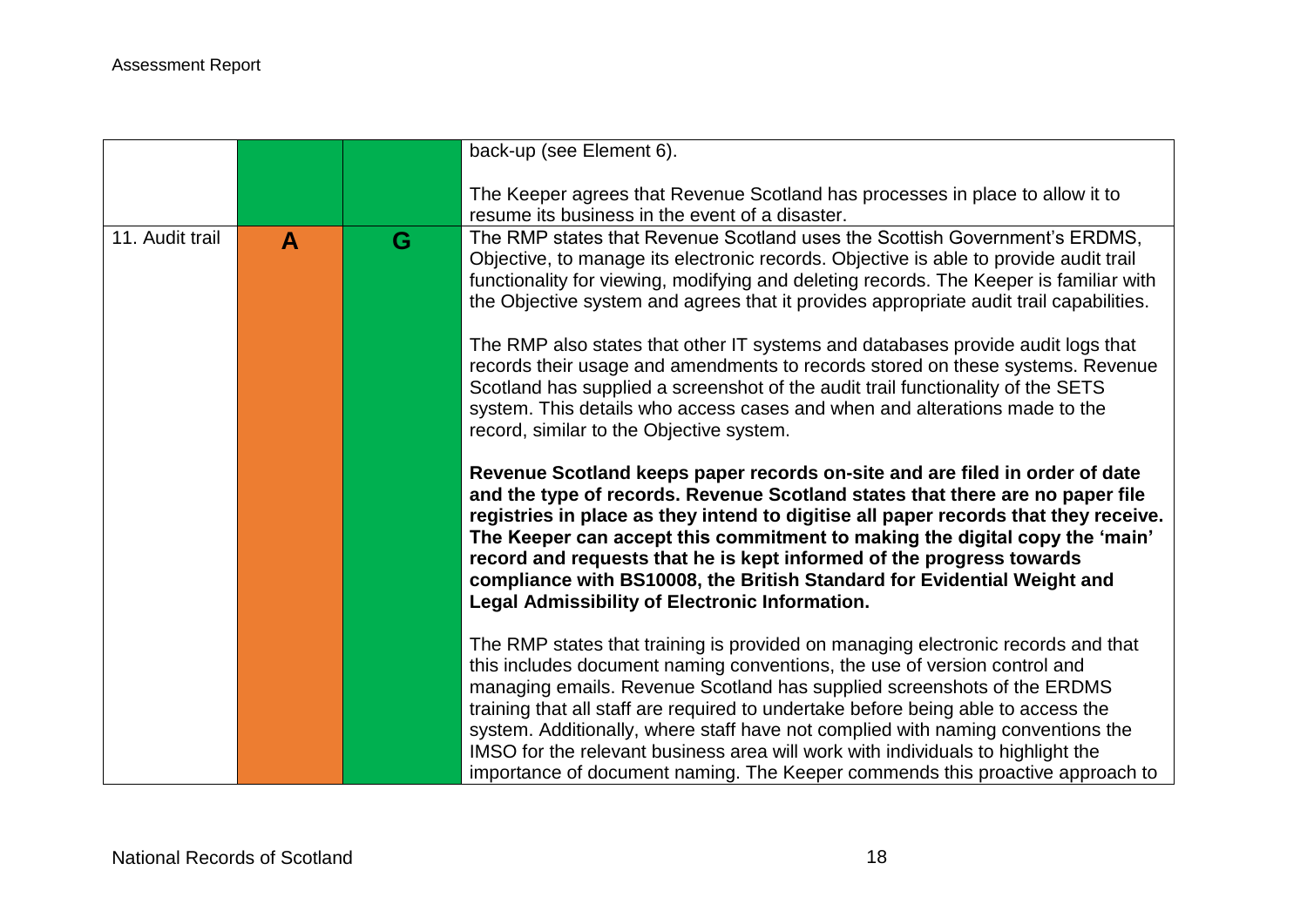| | | | |
|---|---|---|---|
| | | | back-up (see Element 6).<br><br>The Keeper agrees that Revenue Scotland has processes in place to allow it to resume its business in the event of a disaster. |
| 11. Audit trail | A | G | The RMP states that Revenue Scotland uses the Scottish Government's ERDMS, Objective, to manage its electronic records. Objective is able to provide audit trail functionality for viewing, modifying and deleting records. The Keeper is familiar with the Objective system and agrees that it provides appropriate audit trail capabilities.<br><br>The RMP also states that other IT systems and databases provide audit logs that records their usage and amendments to records stored on these systems. Revenue Scotland has supplied a screenshot of the audit trail functionality of the SETS system. This details who access cases and when and alterations made to the record, similar to the Objective system.<br><br>**Revenue Scotland keeps paper records on-site and are filed in order of date and the type of records. Revenue Scotland states that there are no paper file registries in place as they intend to digitise all paper records that they receive. The Keeper can accept this commitment to making the digital copy the 'main' record and requests that he is kept informed of the progress towards compliance with BS10008, the British Standard for Evidential Weight and Legal Admissibility of Electronic Information.**<br><br>The RMP states that training is provided on managing electronic records and that this includes document naming conventions, the use of version control and managing emails. Revenue Scotland has supplied screenshots of the ERDMS training that all staff are required to undertake before being able to access the system. Additionally, where staff have not complied with naming conventions the IMSO for the relevant business area will work with individuals to highlight the importance of document naming. The Keeper commends this proactive approach to |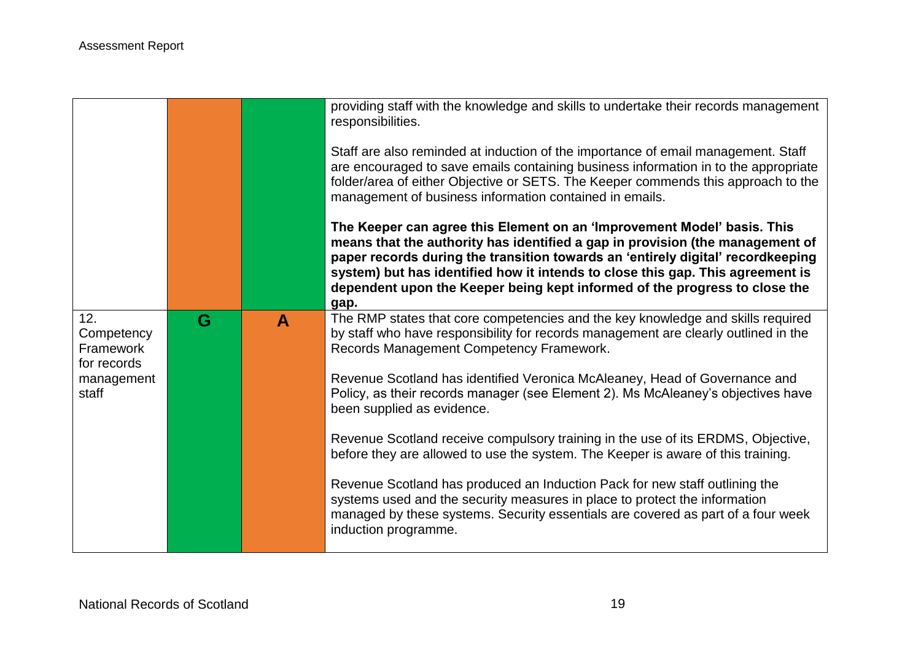| | | | |
|---|---|---|---|
| | | | providing staff with the knowledge and skills to undertake their records management responsibilities.<br><br>Staff are also reminded at induction of the importance of email management. Staff are encouraged to save emails containing business information in to the appropriate folder/area of either Objective or SETS. The Keeper commends this approach to the management of business information contained in emails.<br><br>**The Keeper can agree this Element on an 'Improvement Model' basis. This means that the authority has identified a gap in provision (the management of paper records during the transition towards an 'entirely digital' recordkeeping system) but has identified how it intends to close this gap. This agreement is dependent upon the Keeper being kept informed of the progress to close the gap.** |
| 12. Competency Framework for records management staff | **G** | **A** | The RMP states that core competencies and the key knowledge and skills required by staff who have responsibility for records management are clearly outlined in the Records Management Competency Framework.<br><br>Revenue Scotland has identified Veronica McAleaney, Head of Governance and Policy, as their records manager (see Element 2). Ms McAleaney's objectives have been supplied as evidence.<br><br>Revenue Scotland receive compulsory training in the use of its ERDMS, Objective, before they are allowed to use the system. The Keeper is aware of this training.<br><br>Revenue Scotland has produced an Induction Pack for new staff outlining the systems used and the security measures in place to protect the information managed by these systems. Security essentials are covered as part of a four week induction programme. |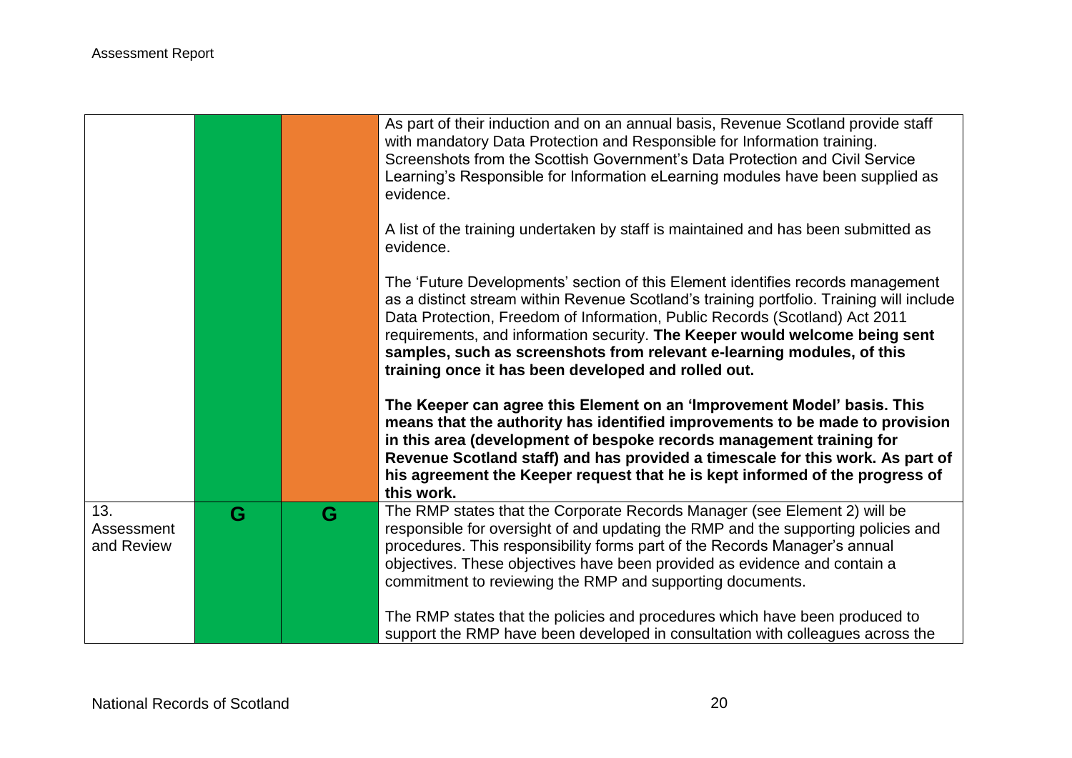| | | | |
|---|---|---|---|
| | | | As part of their induction and on an annual basis, Revenue Scotland provide staff with mandatory Data Protection and Responsible for Information training. Screenshots from the Scottish Government's Data Protection and Civil Service Learning's Responsible for Information eLearning modules have been supplied as evidence.<br><br>A list of the training undertaken by staff is maintained and has been submitted as evidence.<br><br>The 'Future Developments' section of this Element identifies records management as a distinct stream within Revenue Scotland's training portfolio. Training will include Data Protection, Freedom of Information, Public Records (Scotland) Act 2011 requirements, and information security. **The Keeper would welcome being sent samples, such as screenshots from relevant e-learning modules, of this training once it has been developed and rolled out.**<br><br>**The Keeper can agree this Element on an 'Improvement Model' basis. This means that the authority has identified improvements to be made to provision in this area (development of bespoke records management training for Revenue Scotland staff) and has provided a timescale for this work. As part of his agreement the Keeper request that he is kept informed of the progress of this work.** |
| 13. Assessment and Review | G | G | The RMP states that the Corporate Records Manager (see Element 2) will be responsible for oversight of and updating the RMP and the supporting policies and procedures. This responsibility forms part of the Records Manager's annual objectives. These objectives have been provided as evidence and contain a commitment to reviewing the RMP and supporting documents.<br><br>The RMP states that the policies and procedures which have been produced to support the RMP have been developed in consultation with colleagues across the |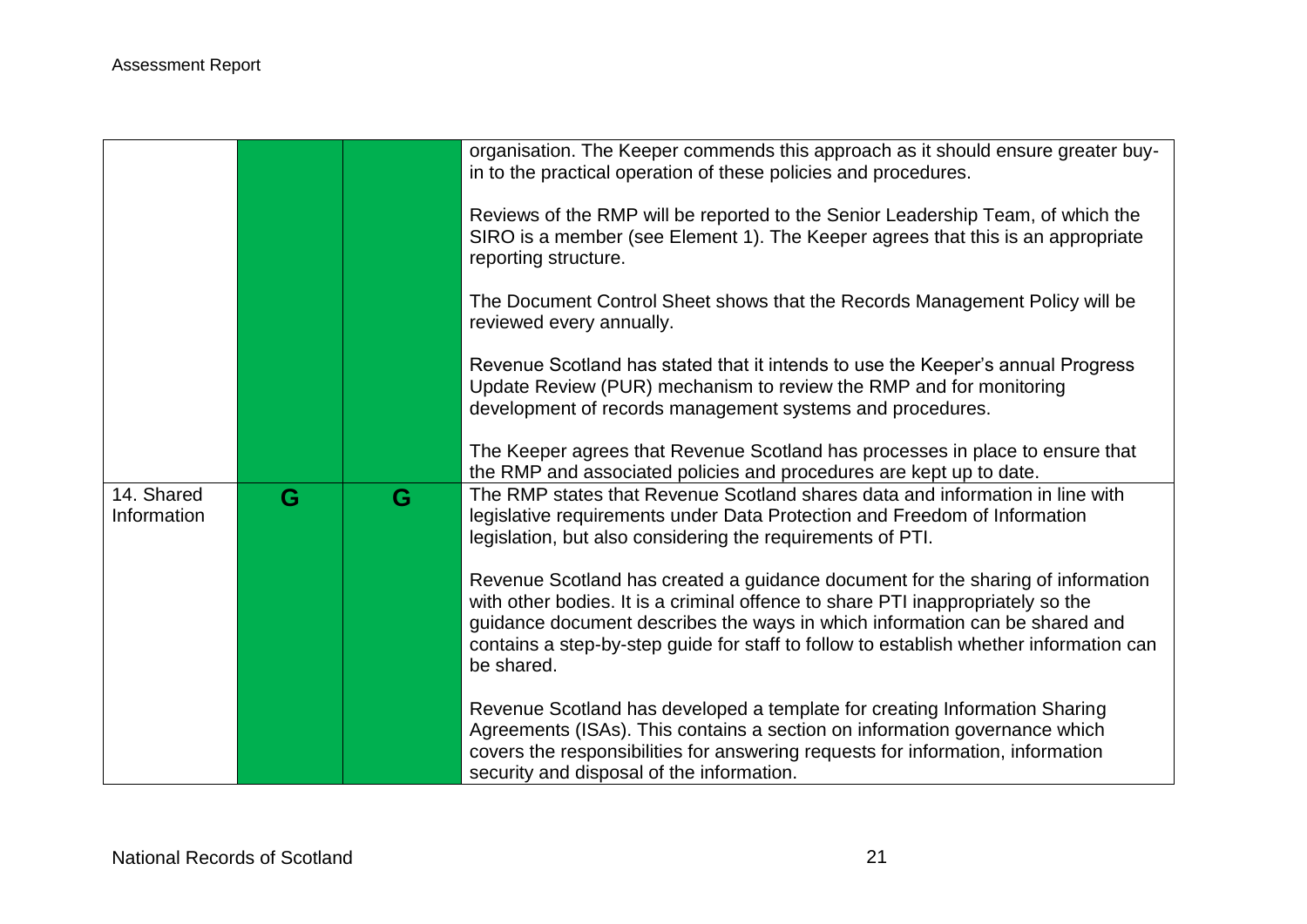| | | | |
|---|---|---|---|
| | | | organisation. The Keeper commends this approach as it should ensure greater buy-in to the practical operation of these policies and procedures.<br><br>Reviews of the RMP will be reported to the Senior Leadership Team, of which the SIRO is a member (see Element 1). The Keeper agrees that this is an appropriate reporting structure.<br><br>The Document Control Sheet shows that the Records Management Policy will be reviewed every annually.<br><br>Revenue Scotland has stated that it intends to use the Keeper's annual Progress Update Review (PUR) mechanism to review the RMP and for monitoring development of records management systems and procedures.<br><br>The Keeper agrees that Revenue Scotland has processes in place to ensure that the RMP and associated policies and procedures are kept up to date. |
| 14. Shared Information | G | G | The RMP states that Revenue Scotland shares data and information in line with legislative requirements under Data Protection and Freedom of Information legislation, but also considering the requirements of PTI.<br><br>Revenue Scotland has created a guidance document for the sharing of information with other bodies. It is a criminal offence to share PTI inappropriately so the guidance document describes the ways in which information can be shared and contains a step-by-step guide for staff to follow to establish whether information can be shared.<br><br>Revenue Scotland has developed a template for creating Information Sharing Agreements (ISAs). This contains a section on information governance which covers the responsibilities for answering requests for information, information security and disposal of the information. |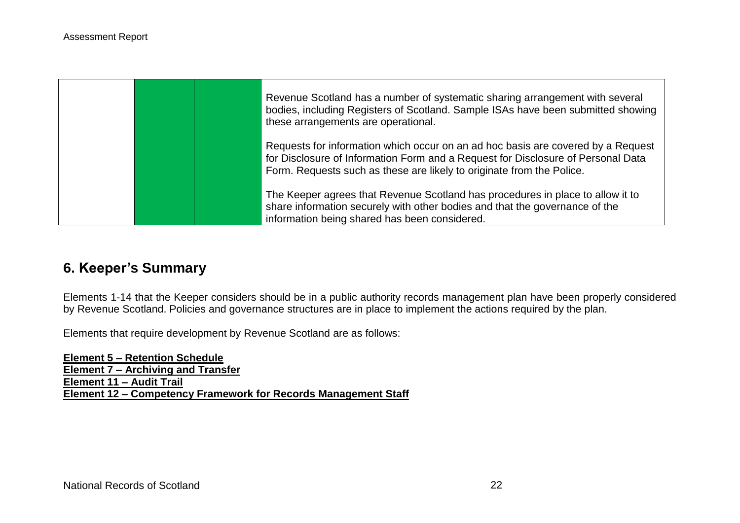| | | | |
|---|---|---|---|
| | | | Revenue Scotland has a number of systematic sharing arrangement with several bodies, including Registers of Scotland. Sample ISAs have been submitted showing these arrangements are operational.<br><br>Requests for information which occur on an ad hoc basis are covered by a Request for Disclosure of Information Form and a Request for Disclosure of Personal Data Form. Requests such as these are likely to originate from the Police.<br><br>The Keeper agrees that Revenue Scotland has procedures in place to allow it to share information securely with other bodies and that the governance of the information being shared has been considered. |

## 6. Keeper's Summary

Elements 1-14 that the Keeper considers should be in a public authority records management plan have been properly considered by Revenue Scotland. Policies and governance structures are in place to implement the actions required by the plan.

Elements that require development by Revenue Scotland are as follows:

**Element 5 – Retention Schedule**
**Element 7 – Archiving and Transfer**
**Element 11 – Audit Trail**
**Element 12 – Competency Framework for Records Management Staff**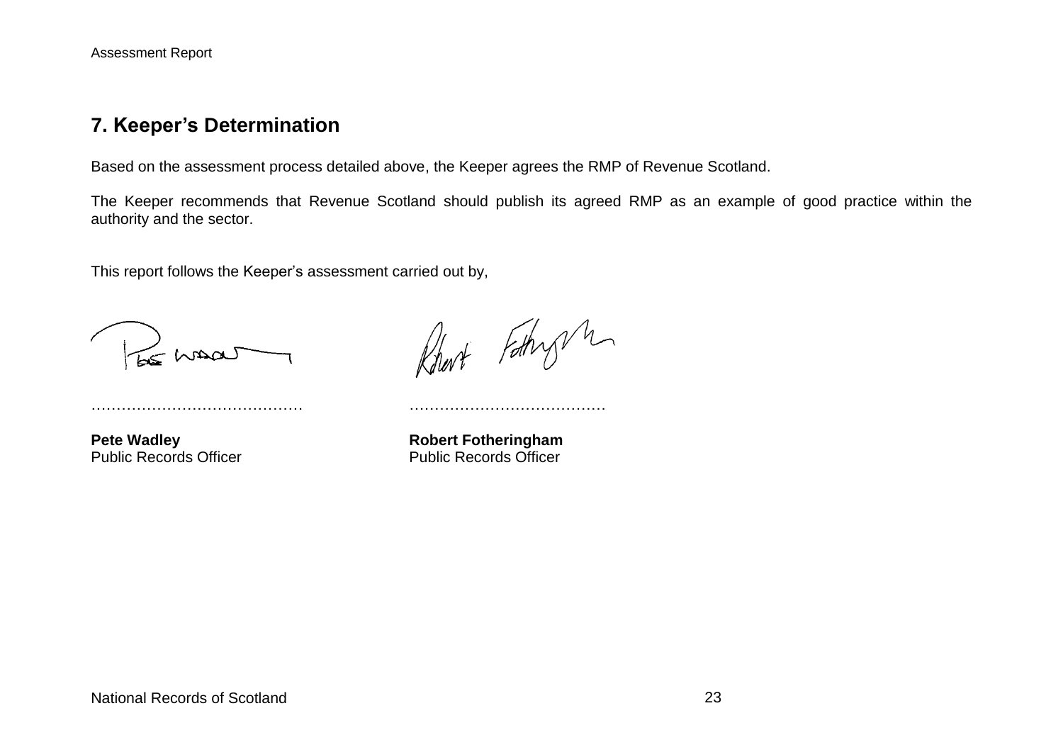## 7. Keeper's Determination

Based on the assessment process detailed above, the Keeper agrees the RMP of Revenue Scotland.

The Keeper recommends that Revenue Scotland should publish its agreed RMP as an example of good practice within the authority and the sector.

This report follows the Keeper's assessment carried out by,

| …………………………………… | ………………………………… |
| --- | --- |
| **Pete Wadley** | **Robert Fotheringham** |
| Public Records Officer | Public Records Officer |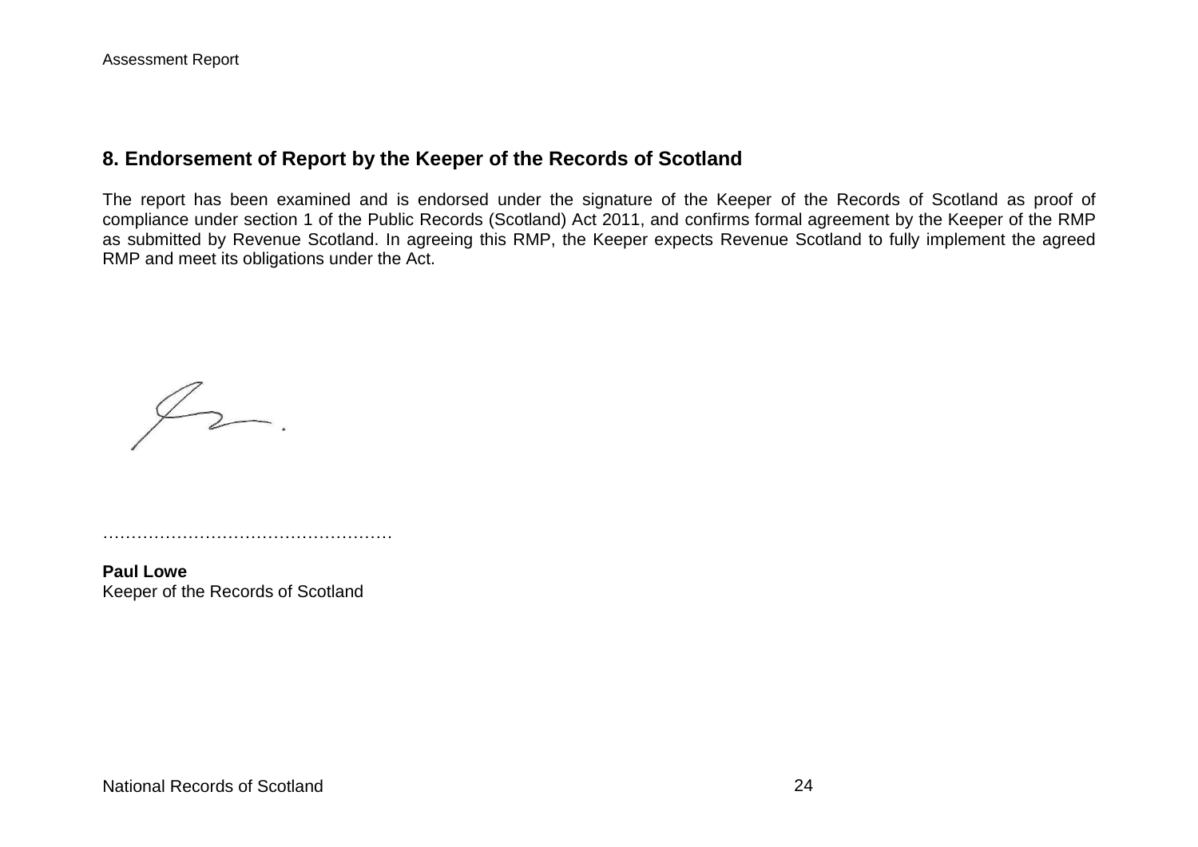## 8. Endorsement of Report by the Keeper of the Records of Scotland

The report has been examined and is endorsed under the signature of the Keeper of the Records of Scotland as proof of compliance under section 1 of the Public Records (Scotland) Act 2011, and confirms formal agreement by the Keeper of the RMP as submitted by Revenue Scotland. In agreeing this RMP, the Keeper expects Revenue Scotland to fully implement the agreed RMP and meet its obligations under the Act.

……………………………………………

**Paul Lowe**
Keeper of the Records of Scotland